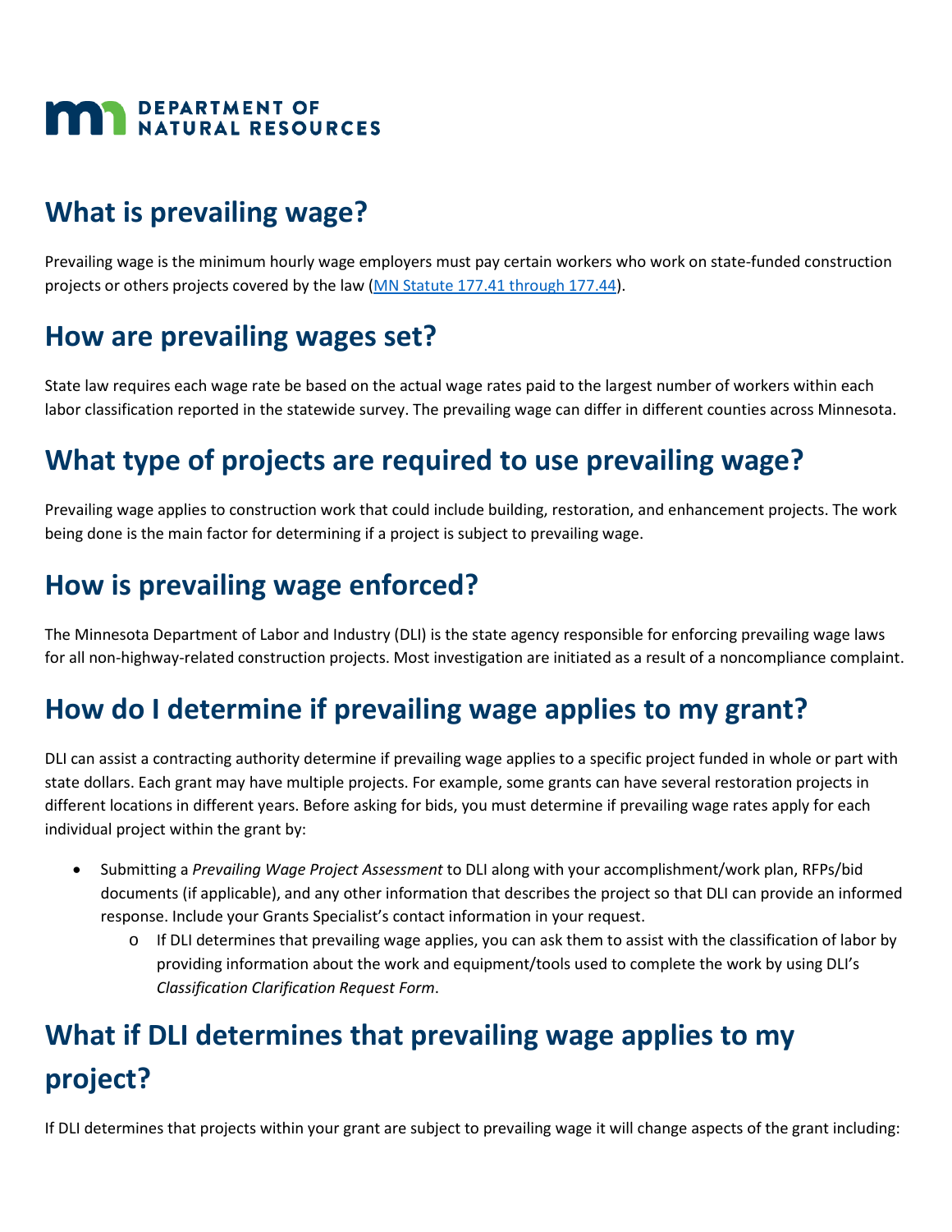**DEPARTMENT OF NATURAL RESOURCES**

## What is prevailing wage?

Prevailing wage is the minimum hourly wage employers must pay certain workers who work on state-funded construction projects or others projects covered by the law ([MN Statute 177.41 through 177.44]).

## How are prevailing wages set?

State law requires each wage rate be based on the actual wage rates paid to the largest number of workers within each labor classification reported in the statewide survey. The prevailing wage can differ in different counties across Minnesota.

## What type of projects are required to use prevailing wage?

Prevailing wage applies to construction work that could include building, restoration, and enhancement projects. The work being done is the main factor for determining if a project is subject to prevailing wage.

## How is prevailing wage enforced?

The Minnesota Department of Labor and Industry (DLI) is the state agency responsible for enforcing prevailing wage laws for all non-highway-related construction projects. Most investigation are initiated as a result of a noncompliance complaint.

## How do I determine if prevailing wage applies to my grant?

DLI can assist a contracting authority determine if prevailing wage applies to a specific project funded in whole or part with state dollars. Each grant may have multiple projects. For example, some grants can have several restoration projects in different locations in different years. Before asking for bids, you must determine if prevailing wage rates apply for each individual project within the grant by:

- Submitting a *Prevailing Wage Project Assessment* to DLI along with your accomplishment/work plan, RFPs/bid documents (if applicable), and any other information that describes the project so that DLI can provide an informed response. Include your Grants Specialist's contact information in your request.
  - If DLI determines that prevailing wage applies, you can ask them to assist with the classification of labor by providing information about the work and equipment/tools used to complete the work by using DLI's *Classification Clarification Request Form*.

## What if DLI determines that prevailing wage applies to my project?

If DLI determines that projects within your grant are subject to prevailing wage it will change aspects of the grant including: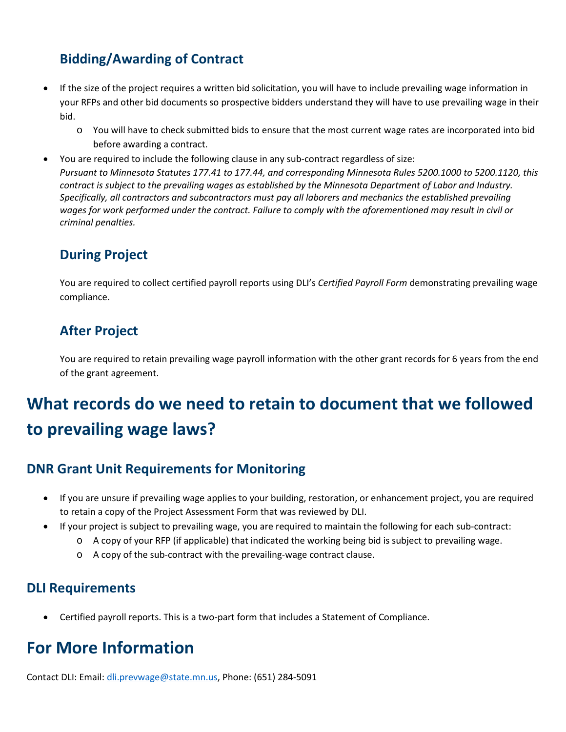### Bidding/Awarding of Contract

- If the size of the project requires a written bid solicitation, you will have to include prevailing wage information in your RFPs and other bid documents so prospective bidders understand they will have to use prevailing wage in their bid.
    - You will have to check submitted bids to ensure that the most current wage rates are incorporated into bid before awarding a contract.
- You are required to include the following clause in any sub-contract regardless of size:
  *Pursuant to Minnesota Statutes 177.41 to 177.44, and corresponding Minnesota Rules 5200.1000 to 5200.1120, this contract is subject to the prevailing wages as established by the Minnesota Department of Labor and Industry. Specifically, all contractors and subcontractors must pay all laborers and mechanics the established prevailing wages for work performed under the contract. Failure to comply with the aforementioned may result in civil or criminal penalties.*

### During Project

You are required to collect certified payroll reports using DLI's *Certified Payroll Form* demonstrating prevailing wage compliance.

### After Project

You are required to retain prevailing wage payroll information with the other grant records for 6 years from the end of the grant agreement.

# What records do we need to retain to document that we followed to prevailing wage laws?

## DNR Grant Unit Requirements for Monitoring

- If you are unsure if prevailing wage applies to your building, restoration, or enhancement project, you are required to retain a copy of the Project Assessment Form that was reviewed by DLI.
- If your project is subject to prevailing wage, you are required to maintain the following for each sub-contract:
    - A copy of your RFP (if applicable) that indicated the working being bid is subject to prevailing wage.
    - A copy of the sub-contract with the prevailing-wage contract clause.

## DLI Requirements

- Certified payroll reports. This is a two-part form that includes a Statement of Compliance.

# For More Information

Contact DLI: Email: dli.prevwage@state.mn.us, Phone: (651) 284-5091